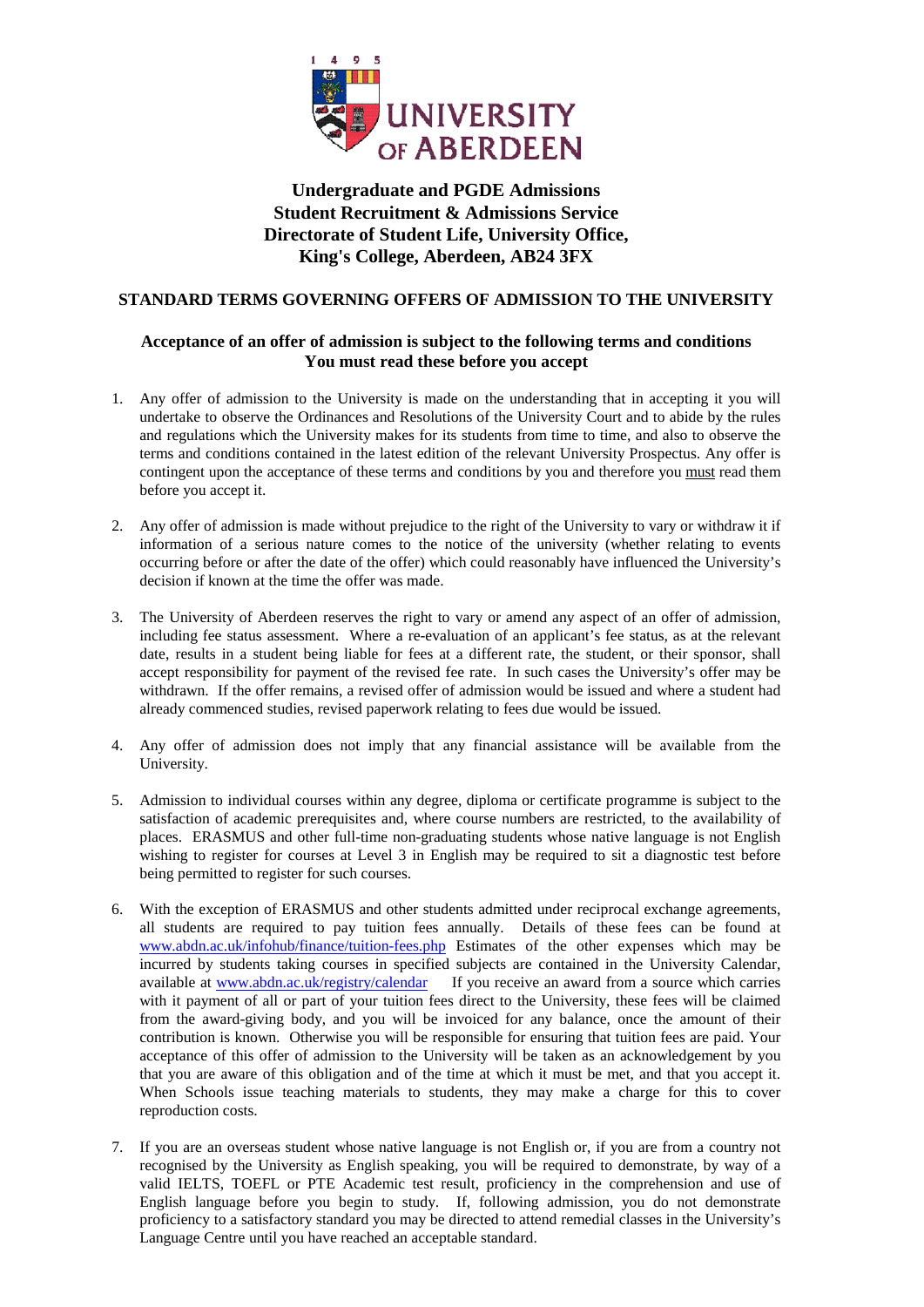# UNIVERSITY OF ABERDEEN

**Undergraduate and PGDE Admissions**
**Student Recruitment & Admissions Service**
**Directorate of Student Life, University Office,**
**King's College, Aberdeen, AB24 3FX**

## STANDARD TERMS GOVERNING OFFERS OF ADMISSION TO THE UNIVERSITY

**Acceptance of an offer of admission is subject to the following terms and conditions**
**You must read these before you accept**

1. Any offer of admission to the University is made on the understanding that in accepting it you will undertake to observe the Ordinances and Resolutions of the University Court and to abide by the rules and regulations which the University makes for its students from time to time, and also to observe the terms and conditions contained in the latest edition of the relevant University Prospectus. Any offer is contingent upon the acceptance of these terms and conditions by you and therefore you must read them before you accept it.

2. Any offer of admission is made without prejudice to the right of the University to vary or withdraw it if information of a serious nature comes to the notice of the university (whether relating to events occurring before or after the date of the offer) which could reasonably have influenced the University's decision if known at the time the offer was made.

3. The University of Aberdeen reserves the right to vary or amend any aspect of an offer of admission, including fee status assessment. Where a re-evaluation of an applicant's fee status, as at the relevant date, results in a student being liable for fees at a different rate, the student, or their sponsor, shall accept responsibility for payment of the revised fee rate. In such cases the University's offer may be withdrawn. If the offer remains, a revised offer of admission would be issued and where a student had already commenced studies, revised paperwork relating to fees due would be issued.

4. Any offer of admission does not imply that any financial assistance will be available from the University.

5. Admission to individual courses within any degree, diploma or certificate programme is subject to the satisfaction of academic prerequisites and, where course numbers are restricted, to the availability of places. ERASMUS and other full-time non-graduating students whose native language is not English wishing to register for courses at Level 3 in English may be required to sit a diagnostic test before being permitted to register for such courses.

6. With the exception of ERASMUS and other students admitted under reciprocal exchange agreements, all students are required to pay tuition fees annually. Details of these fees can be found at www.abdn.ac.uk/infohub/finance/tuition-fees.php Estimates of the other expenses which may be incurred by students taking courses in specified subjects are contained in the University Calendar, available at www.abdn.ac.uk/registry/calendar If you receive an award from a source which carries with it payment of all or part of your tuition fees direct to the University, these fees will be claimed from the award-giving body, and you will be invoiced for any balance, once the amount of their contribution is known. Otherwise you will be responsible for ensuring that tuition fees are paid. Your acceptance of this offer of admission to the University will be taken as an acknowledgement by you that you are aware of this obligation and of the time at which it must be met, and that you accept it. When Schools issue teaching materials to students, they may make a charge for this to cover reproduction costs.

7. If you are an overseas student whose native language is not English or, if you are from a country not recognised by the University as English speaking, you will be required to demonstrate, by way of a valid IELTS, TOEFL or PTE Academic test result, proficiency in the comprehension and use of English language before you begin to study. If, following admission, you do not demonstrate proficiency to a satisfactory standard you may be directed to attend remedial classes in the University's Language Centre until you have reached an acceptable standard.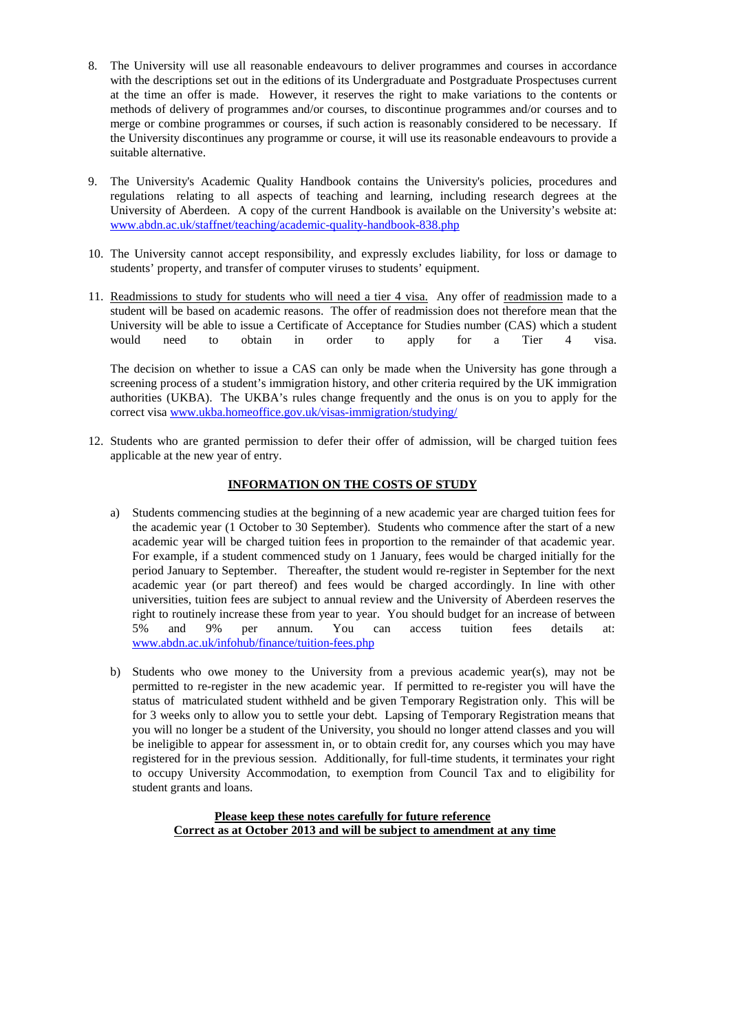8. The University will use all reasonable endeavours to deliver programmes and courses in accordance with the descriptions set out in the editions of its Undergraduate and Postgraduate Prospectuses current at the time an offer is made. However, it reserves the right to make variations to the contents or methods of delivery of programmes and/or courses, to discontinue programmes and/or courses and to merge or combine programmes or courses, if such action is reasonably considered to be necessary. If the University discontinues any programme or course, it will use its reasonable endeavours to provide a suitable alternative.

9. The University's Academic Quality Handbook contains the University's policies, procedures and regulations relating to all aspects of teaching and learning, including research degrees at the University of Aberdeen. A copy of the current Handbook is available on the University's website at: [www.abdn.ac.uk/staffnet/teaching/academic-quality-handbook-838.php](www.abdn.ac.uk/staffnet/teaching/academic-quality-handbook-838.php)

10. The University cannot accept responsibility, and expressly excludes liability, for loss or damage to students' property, and transfer of computer viruses to students' equipment.

11. <u>Readmissions to study for students who will need a tier 4 visa.</u> Any offer of <u>readmission</u> made to a student will be based on academic reasons. The offer of readmission does not therefore mean that the University will be able to issue a Certificate of Acceptance for Studies number (CAS) which a student would need to obtain in order to apply for a Tier 4 visa.

    The decision on whether to issue a CAS can only be made when the University has gone through a screening process of a student's immigration history, and other criteria required by the UK immigration authorities (UKBA). The UKBA's rules change frequently and the onus is on you to apply for the correct visa [www.ukba.homeoffice.gov.uk/visas-immigration/studying/](www.ukba.homeoffice.gov.uk/visas-immigration/studying/)

12. Students who are granted permission to defer their offer of admission, will be charged tuition fees applicable at the new year of entry.

## INFORMATION ON THE COSTS OF STUDY

a) Students commencing studies at the beginning of a new academic year are charged tuition fees for the academic year (1 October to 30 September). Students who commence after the start of a new academic year will be charged tuition fees in proportion to the remainder of that academic year. For example, if a student commenced study on 1 January, fees would be charged initially for the period January to September. Thereafter, the student would re-register in September for the next academic year (or part thereof) and fees would be charged accordingly. In line with other universities, tuition fees are subject to annual review and the University of Aberdeen reserves the right to routinely increase these from year to year. You should budget for an increase of between 5% and 9% per annum. You can access tuition fees details at: [www.abdn.ac.uk/infohub/finance/tuition-fees.php](www.abdn.ac.uk/infohub/finance/tuition-fees.php)

b) Students who owe money to the University from a previous academic year(s), may not be permitted to re-register in the new academic year. If permitted to re-register you will have the status of matriculated student withheld and be given Temporary Registration only. This will be for 3 weeks only to allow you to settle your debt. Lapsing of Temporary Registration means that you will no longer be a student of the University, you should no longer attend classes and you will be ineligible to appear for assessment in, or to obtain credit for, any courses which you may have registered for in the previous session. Additionally, for full-time students, it terminates your right to occupy University Accommodation, to exemption from Council Tax and to eligibility for student grants and loans.

**<u>Please keep these notes carefully for future reference</u>**
**<u>Correct as at October 2013 and will be subject to amendment at any time</u>**